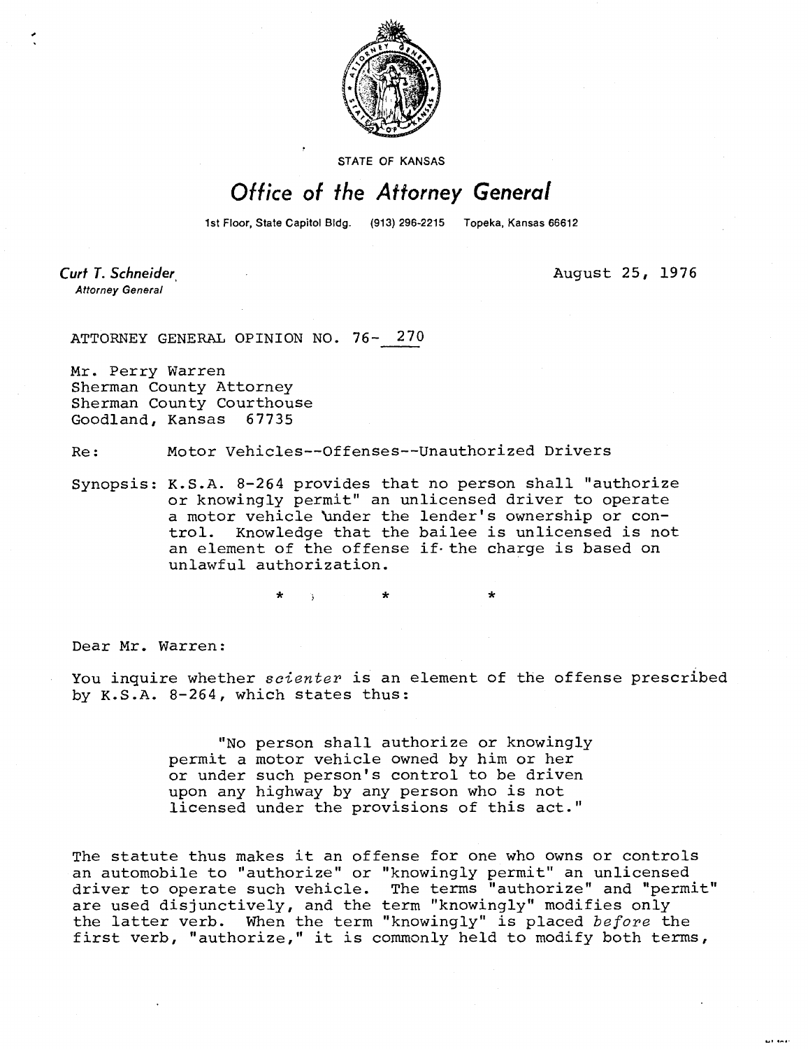STATE OF KANSAS

# Office of the Attorney General

1st Floor, State Capitol Bldg. (913) 296-2215 Topeka, Kansas 66612

*Curt T. Schneider*
Attorney General

August 25, 1976

ATTORNEY GENERAL OPINION NO. 76- 270

Mr. Perry Warren
Sherman County Attorney
Sherman County Courthouse
Goodland, Kansas 67735

Re: Motor Vehicles--Offenses--Unauthorized Drivers

Synopsis: K.S.A. 8-264 provides that no person shall "authorize or knowingly permit" an unlicensed driver to operate a motor vehicle under the lender's ownership or control. Knowledge that the bailee is unlicensed is not an element of the offense if the charge is based on unlawful authorization.

\* \* \*

Dear Mr. Warren:

You inquire whether *scienter* is an element of the offense prescribed by K.S.A. 8-264, which states thus:

> "No person shall authorize or knowingly permit a motor vehicle owned by him or her or under such person's control to be driven upon any highway by any person who is not licensed under the provisions of this act."

The statute thus makes it an offense for one who owns or controls an automobile to "authorize" or "knowingly permit" an unlicensed driver to operate such vehicle. The terms "authorize" and "permit" are used disjunctively, and the term "knowingly" modifies only the latter verb. When the term "knowingly" is placed *before* the first verb, "authorize," it is commonly held to modify both terms,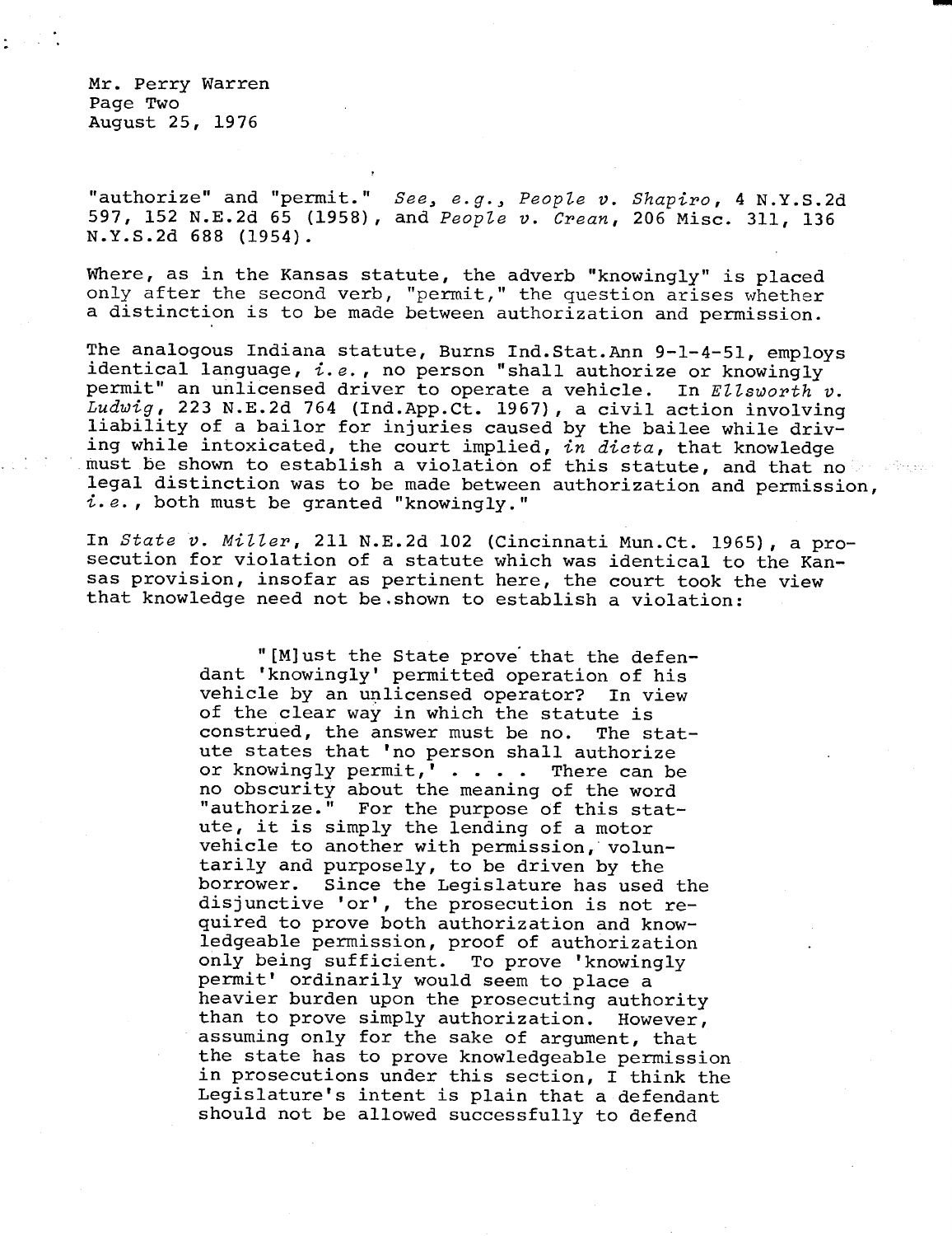"authorize" and "permit." *See, e.g., People v. Shapiro*, 4 N.Y.S.2d 597, 152 N.E.2d 65 (1958), and *People v. Crean*, 206 Misc. 311, 136 N.Y.S.2d 688 (1954).

Where, as in the Kansas statute, the adverb "knowingly" is placed only after the second verb, "permit," the question arises whether a distinction is to be made between authorization and permission.

The analogous Indiana statute, Burns Ind.Stat.Ann 9-1-4-51, employs identical language, *i.e.*, no person "shall authorize or knowingly permit" an unlicensed driver to operate a vehicle. In *Ellsworth v. Ludwig*, 223 N.E.2d 764 (Ind.App.Ct. 1967), a civil action involving liability of a bailor for injuries caused by the bailee while driving while intoxicated, the court implied, *in dicta*, that knowledge must be shown to establish a violation of this statute, and that no legal distinction was to be made between authorization and permission, *i.e.*, both must be granted "knowingly."

In *State v. Miller*, 211 N.E.2d 102 (Cincinnati Mun.Ct. 1965), a prosecution for violation of a statute which was identical to the Kansas provision, insofar as pertinent here, the court took the view that knowledge need not be shown to establish a violation:

> "[M]ust the State prove that the defendant 'knowingly' permitted operation of his vehicle by an unlicensed operator? In view of the clear way in which the statute is construed, the answer must be no. The statute states that 'no person shall authorize or knowingly permit,' . . . . There can be no obscurity about the meaning of the word "authorize." For the purpose of this statute, it is simply the lending of a motor vehicle to another with permission, voluntarily and purposely, to be driven by the borrower. Since the Legislature has used the disjunctive 'or', the prosecution is not required to prove both authorization and knowledgeable permission, proof of authorization only being sufficient. To prove 'knowingly permit' ordinarily would seem to place a heavier burden upon the prosecuting authority than to prove simply authorization. However, assuming only for the sake of argument, that the state has to prove knowledgeable permission in prosecutions under this section, I think the Legislature's intent is plain that a defendant should not be allowed successfully to defend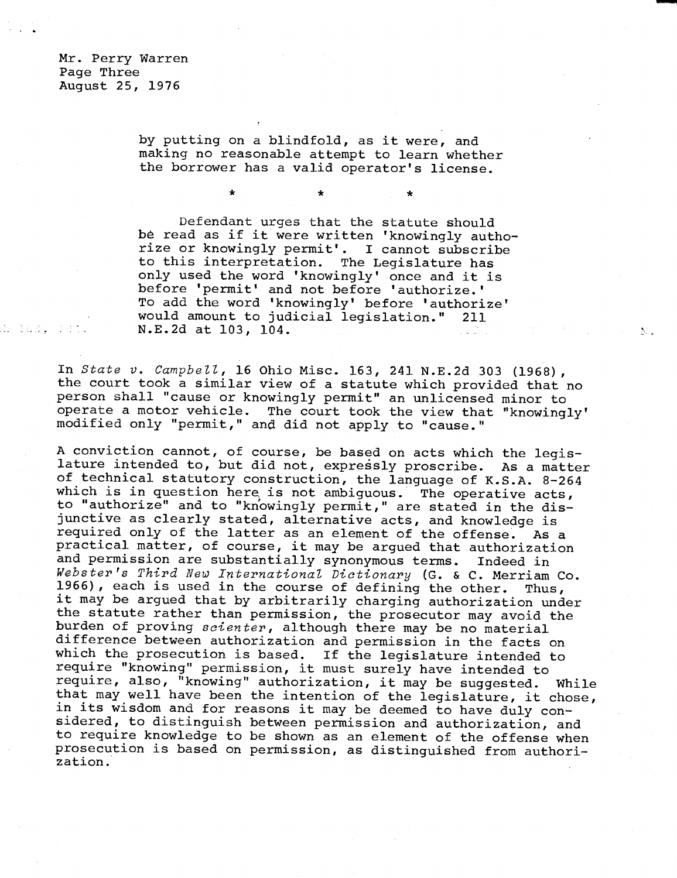> by putting on a blindfold, as it were, and making no reasonable attempt to learn whether the borrower has a valid operator's license.
>
> \* \* \*
>
> Defendant urges that the statute should be read as if it were written 'knowingly authorize or knowingly permit'. I cannot subscribe to this interpretation. The Legislature has only used the word 'knowingly' once and it is before 'permit' and not before 'authorize.' To add the word 'knowingly' before 'authorize' would amount to judicial legislation." 211 N.E.2d at 103, 104.

In *State v. Campbell*, 16 Ohio Misc. 163, 241 N.E.2d 303 (1968), the court took a similar view of a statute which provided that no person shall "cause or knowingly permit" an unlicensed minor to operate a motor vehicle. The court took the view that "knowingly' modified only "permit," and did not apply to "cause."

A conviction cannot, of course, be based on acts which the legislature intended to, but did not, expressly proscribe. As a matter of technical statutory construction, the language of K.S.A. 8-264 which is in question here is not ambiguous. The operative acts, to "authorize" and to "knowingly permit," are stated in the disjunctive as clearly stated, alternative acts, and knowledge is required only of the latter as an element of the offense. As a practical matter, of course, it may be argued that authorization and permission are substantially synonymous terms. Indeed in *Webster's Third New International Dictionary* (G. & C. Merriam Co. 1966), each is used in the course of defining the other. Thus, it may be argued that by arbitrarily charging authorization under the statute rather than permission, the prosecutor may avoid the burden of proving *scienter*, although there may be no material difference between authorization and permission in the facts on which the prosecution is based. If the legislature intended to require "knowing" permission, it must surely have intended to require, also, "knowing" authorization, it may be suggested. While that may well have been the intention of the legislature, it chose, in its wisdom and for reasons it may be deemed to have duly considered, to distinguish between permission and authorization, and to require knowledge to be shown as an element of the offense when prosecution is based on permission, as distinguished from authorization.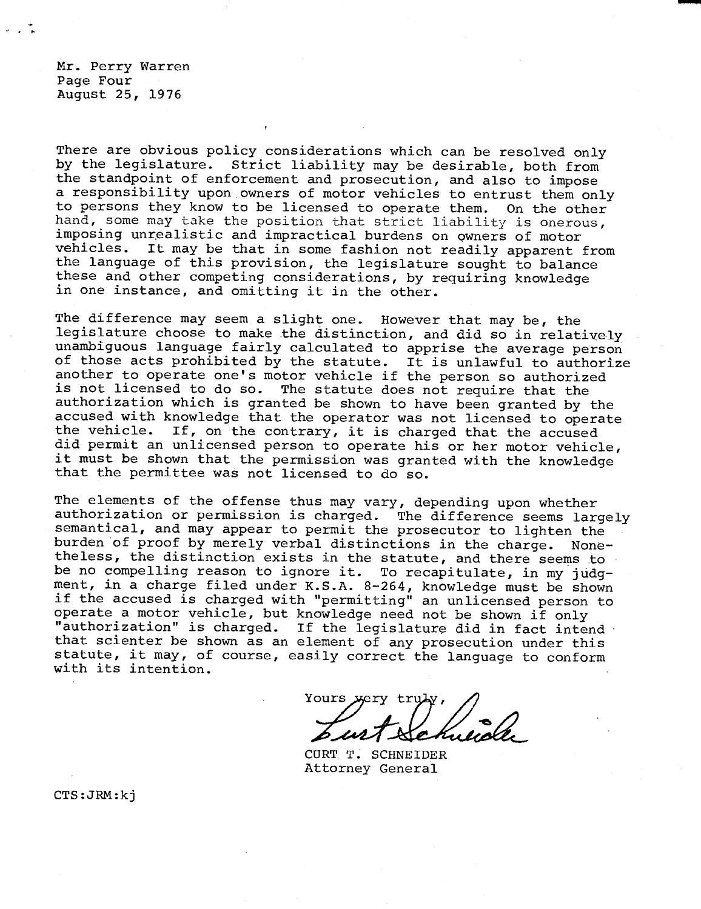Mr. Perry Warren
Page Four
August 25, 1976

There are obvious policy considerations which can be resolved only by the legislature. Strict liability may be desirable, both from the standpoint of enforcement and prosecution, and also to impose a responsibility upon owners of motor vehicles to entrust them only to persons they know to be licensed to operate them. On the other hand, some may take the position that strict liability is onerous, imposing unrealistic and impractical burdens on owners of motor vehicles. It may be that in some fashion not readily apparent from the language of this provision, the legislature sought to balance these and other competing considerations, by requiring knowledge in one instance, and omitting it in the other.

The difference may seem a slight one. However that may be, the legislature choose to make the distinction, and did so in relatively unambiguous language fairly calculated to apprise the average person of those acts prohibited by the statute. It is unlawful to authorize another to operate one's motor vehicle if the person so authorized is not licensed to do so. The statute does not require that the authorization which is granted be shown to have been granted by the accused with knowledge that the operator was not licensed to operate the vehicle. If, on the contrary, it is charged that the accused did permit an unlicensed person to operate his or her motor vehicle, it must be shown that the permission was granted with the knowledge that the permittee was not licensed to do so.

The elements of the offense thus may vary, depending upon whether authorization or permission is charged. The difference seems largely semantical, and may appear to permit the prosecutor to lighten the burden of proof by merely verbal distinctions in the charge. Nonetheless, the distinction exists in the statute, and there seems to be no compelling reason to ignore it. To recapitulate, in my judgment, in a charge filed under K.S.A. 8-264, knowledge must be shown if the accused is charged with "permitting" an unlicensed person to operate a motor vehicle, but knowledge need not be shown if only "authorization" is charged. If the legislature did in fact intend that scienter be shown as an element of any prosecution under this statute, it may, of course, easily correct the language to conform with its intention.

Yours very truly,

CURT T. SCHNEIDER
Attorney General

CTS:JRM:kj